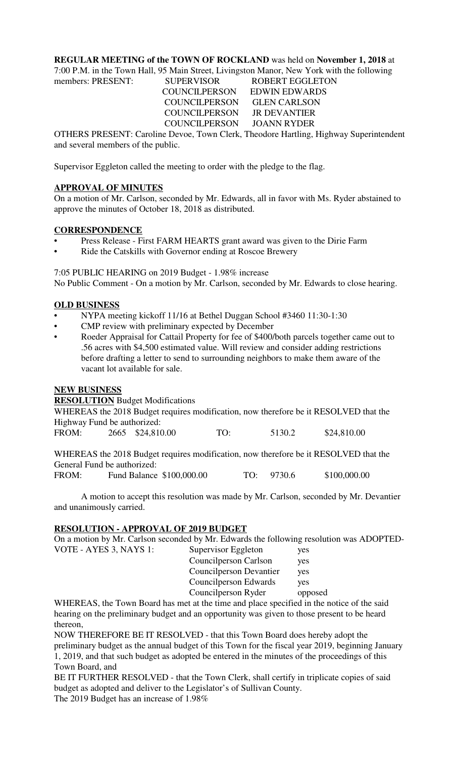**REGULAR MEETING of the TOWN OF ROCKLAND** was held on **November 1, 2018** at 7:00 P.M. in the Town Hall, 95 Main Street, Livingston Manor, New York with the following members: PRESENT:

| | |
|---|---|
| SUPERVISOR | ROBERT EGGLETON |
| COUNCILPERSON | EDWIN EDWARDS |
| COUNCILPERSON | GLEN CARLSON |
| COUNCILPERSON | JR DEVANTIER |
| COUNCILPERSON | JOANN RYDER |

OTHERS PRESENT: Caroline Devoe, Town Clerk, Theodore Hartling, Highway Superintendent and several members of the public.

Supervisor Eggleton called the meeting to order with the pledge to the flag.

## APPROVAL OF MINUTES

On a motion of Mr. Carlson, seconded by Mr. Edwards, all in favor with Ms. Ryder abstained to approve the minutes of October 18, 2018 as distributed.

## CORRESPONDENCE

- Press Release - First FARM HEARTS grant award was given to the Dirie Farm
- Ride the Catskills with Governor ending at Roscoe Brewery

7:05 PUBLIC HEARING on 2019 Budget - 1.98% increase

No Public Comment - On a motion by Mr. Carlson, seconded by Mr. Edwards to close hearing.

## OLD BUSINESS

- NYPA meeting kickoff 11/16 at Bethel Duggan School #3460 11:30-1:30
- CMP review with preliminary expected by December
- Roeder Appraisal for Cattail Property for fee of $400/both parcels together came out to .56 acres with $4,500 estimated value. Will review and consider adding restrictions before drafting a letter to send to surrounding neighbors to make them aware of the vacant lot available for sale.

## NEW BUSINESS

**RESOLUTION** Budget Modifications

WHEREAS the 2018 Budget requires modification, now therefore be it RESOLVED that the Highway Fund be authorized:

| | | | | | |
|---|---|---|---|---|---|
| FROM: | 2665 | $24,810.00 | TO: | 5130.2 | $24,810.00 |

WHEREAS the 2018 Budget requires modification, now therefore be it RESOLVED that the General Fund be authorized:

| | | | | | |
|---|---|---|---|---|---|
| FROM: | Fund Balance | $100,000.00 | TO: | 9730.6 | $100,000.00 |

A motion to accept this resolution was made by Mr. Carlson, seconded by Mr. Devantier and unanimously carried.

## RESOLUTION - APPROVAL OF 2019 BUDGET

On a motion by Mr. Carlson seconded by Mr. Edwards the following resolution was ADOPTED-

VOTE - AYES 3, NAYS 1:

| | |
|---|---|
| Supervisor Eggleton | yes |
| Councilperson Carlson | yes |
| Councilperson Devantier | yes |
| Councilperson Edwards | yes |
| Councilperson Ryder | opposed |

WHEREAS, the Town Board has met at the time and place specified in the notice of the said hearing on the preliminary budget and an opportunity was given to those present to be heard thereon,

NOW THEREFORE BE IT RESOLVED - that this Town Board does hereby adopt the preliminary budget as the annual budget of this Town for the fiscal year 2019, beginning January 1, 2019, and that such budget as adopted be entered in the minutes of the proceedings of this Town Board, and

BE IT FURTHER RESOLVED - that the Town Clerk, shall certify in triplicate copies of said budget as adopted and deliver to the Legislator's of Sullivan County.

The 2019 Budget has an increase of 1.98%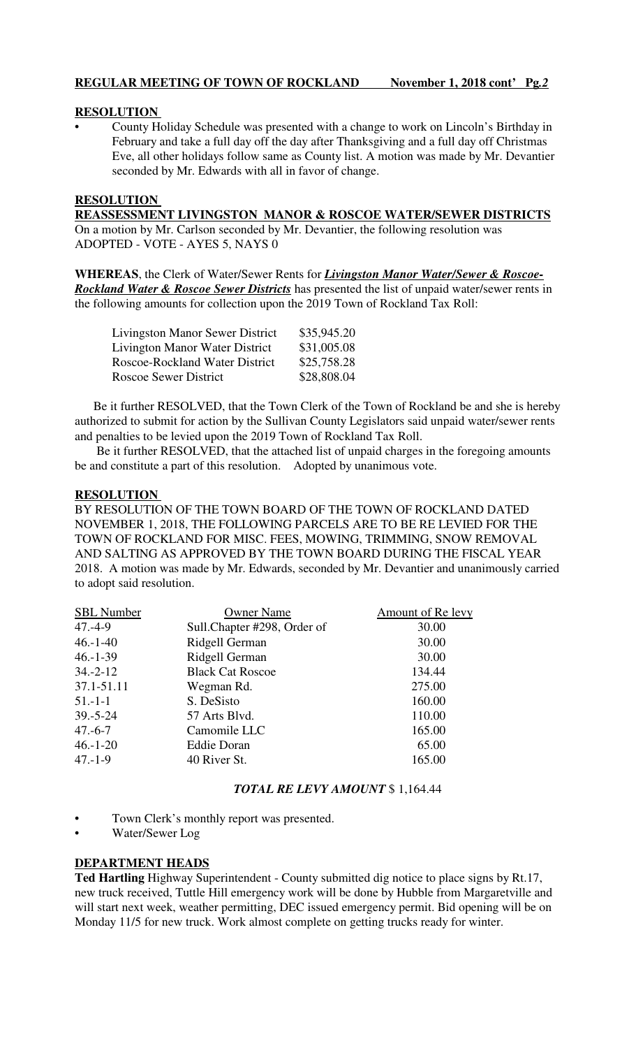**REGULAR MEETING OF TOWN OF ROCKLAND        November 1, 2018 cont' Pg.2**

**RESOLUTION**

- County Holiday Schedule was presented with a change to work on Lincoln's Birthday in February and take a full day off the day after Thanksgiving and a full day off Christmas Eve, all other holidays follow same as County list. A motion was made by Mr. Devantier seconded by Mr. Edwards with all in favor of change.

**RESOLUTION**

**REASSESSMENT LIVINGSTON MANOR & ROSCOE WATER/SEWER DISTRICTS**

On a motion by Mr. Carlson seconded by Mr. Devantier, the following resolution was ADOPTED - VOTE - AYES 5, NAYS 0

**WHEREAS**, the Clerk of Water/Sewer Rents for ***Livingston Manor Water/Sewer & Roscoe-Rockland Water & Roscoe Sewer Districts*** has presented the list of unpaid water/sewer rents in the following amounts for collection upon the 2019 Town of Rockland Tax Roll:

| | |
|---|---|
| Livingston Manor Sewer District | $35,945.20 |
| Livington Manor Water District | $31,005.08 |
| Roscoe-Rockland Water District | $25,758.28 |
| Roscoe Sewer District | $28,808.04 |

Be it further RESOLVED, that the Town Clerk of the Town of Rockland be and she is hereby authorized to submit for action by the Sullivan County Legislators said unpaid water/sewer rents and penalties to be levied upon the 2019 Town of Rockland Tax Roll.

Be it further RESOLVED, that the attached list of unpaid charges in the foregoing amounts be and constitute a part of this resolution.  Adopted by unanimous vote.

**RESOLUTION**

BY RESOLUTION OF THE TOWN BOARD OF THE TOWN OF ROCKLAND DATED NOVEMBER 1, 2018, THE FOLLOWING PARCELS ARE TO BE RE LEVIED FOR THE TOWN OF ROCKLAND FOR MISC. FEES, MOWING, TRIMMING, SNOW REMOVAL AND SALTING AS APPROVED BY THE TOWN BOARD DURING THE FISCAL YEAR 2018. A motion was made by Mr. Edwards, seconded by Mr. Devantier and unanimously carried to adopt said resolution.

| SBL Number | Owner Name | Amount of Re levy |
|---|---|---|
| 47.-4-9 | Sull.Chapter #298, Order of | 30.00 |
| 46.-1-40 | Ridgell German | 30.00 |
| 46.-1-39 | Ridgell German | 30.00 |
| 34.-2-12 | Black Cat Roscoe | 134.44 |
| 37.1-51.11 | Wegman Rd. | 275.00 |
| 51.-1-1 | S. DeSisto | 160.00 |
| 39.-5-24 | 57 Arts Blvd. | 110.00 |
| 47.-6-7 | Camomile LLC | 165.00 |
| 46.-1-20 | Eddie Doran | 65.00 |
| 47.-1-9 | 40 River St. | 165.00 |

***TOTAL RE LEVY AMOUNT*** $ 1,164.44

- Town Clerk's monthly report was presented.
- Water/Sewer Log

**DEPARTMENT HEADS**

**Ted Hartling** Highway Superintendent - County submitted dig notice to place signs by Rt.17, new truck received, Tuttle Hill emergency work will be done by Hubble from Margaretville and will start next week, weather permitting, DEC issued emergency permit. Bid opening will be on Monday 11/5 for new truck. Work almost complete on getting trucks ready for winter.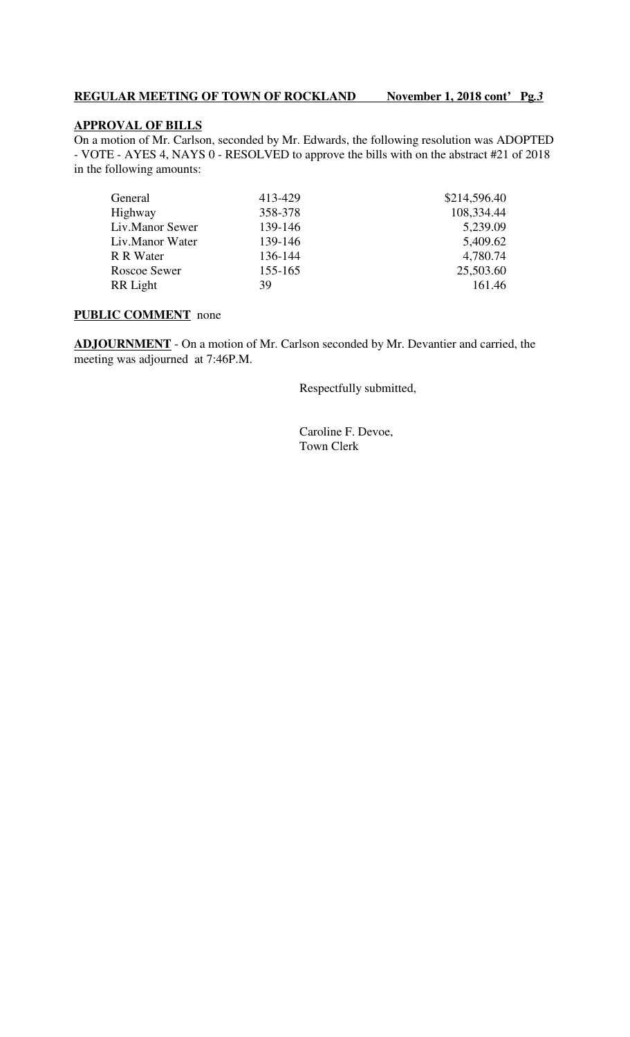**REGULAR MEETING OF TOWN OF ROCKLAND November 1, 2018 cont' Pg.*3***

**APPROVAL OF BILLS**

On a motion of Mr. Carlson, seconded by Mr. Edwards, the following resolution was ADOPTED - VOTE - AYES 4, NAYS 0 - RESOLVED to approve the bills with on the abstract #21 of 2018 in the following amounts:

| | | |
|---|---|---|
| General | 413-429 | $214,596.40 |
| Highway | 358-378 | 108,334.44 |
| Liv.Manor Sewer | 139-146 | 5,239.09 |
| Liv.Manor Water | 139-146 | 5,409.62 |
| R R Water | 136-144 | 4,780.74 |
| Roscoe Sewer | 155-165 | 25,503.60 |
| RR Light | 39 | 161.46 |

**PUBLIC COMMENT** none

**ADJOURNMENT** - On a motion of Mr. Carlson seconded by Mr. Devantier and carried, the meeting was adjourned at 7:46P.M.

Respectfully submitted,

Caroline F. Devoe,
Town Clerk